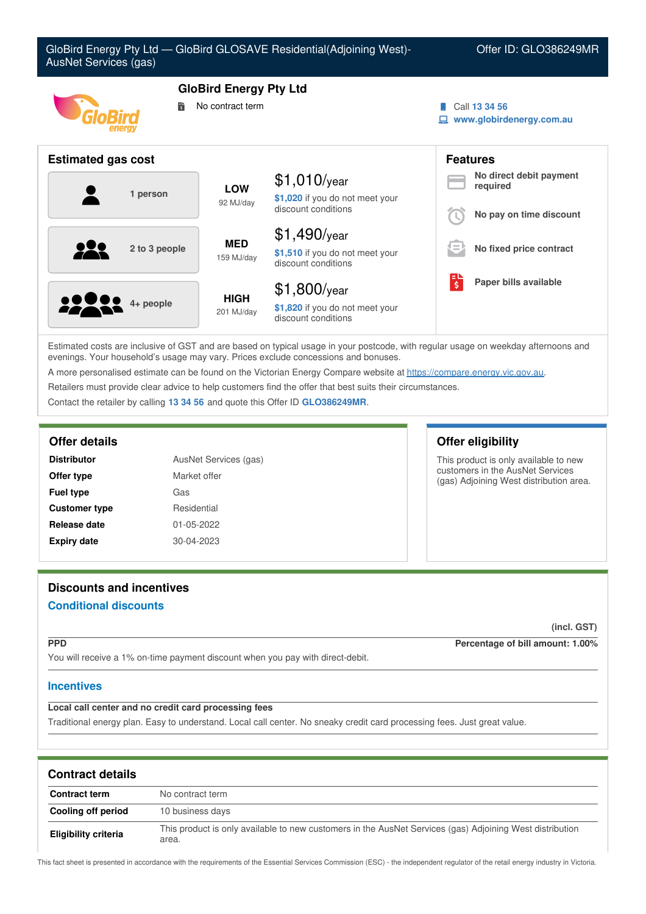# GloBird Energy Pty Ltd — GloBird GLOSAVE Residential(Adjoining West)-AusNet Services (gas)

Offer ID: GLO386249MR

## GloBird Energy Pty Ltd

No contract term

Call 13 34 56
www.globirdenergy.com.au

## Estimated gas cost

| Household | Usage | Cost |
|---|---|---|
| 1 person | LOW 92 MJ/day | $1,010/year — $1,020 if you do not meet your discount conditions |
| 2 to 3 people | MED 159 MJ/day | $1,490/year — $1,510 if you do not meet your discount conditions |
| 4+ people | HIGH 201 MJ/day | $1,800/year — $1,820 if you do not meet your discount conditions |

## Features

- No direct debit payment required
- No pay on time discount
- No fixed price contract
- Paper bills available

Estimated costs are inclusive of GST and are based on typical usage in your postcode, with regular usage on weekday afternoons and evenings. Your household's usage may vary. Prices exclude concessions and bonuses.

A more personalised estimate can be found on the Victorian Energy Compare website at https://compare.energy.vic.gov.au.

Retailers must provide clear advice to help customers find the offer that best suits their circumstances.

Contact the retailer by calling 13 34 56 and quote this Offer ID GLO386249MR.

## Offer details

| | |
|---|---|
| **Distributor** | AusNet Services (gas) |
| **Offer type** | Market offer |
| **Fuel type** | Gas |
| **Customer type** | Residential |
| **Release date** | 01-05-2022 |
| **Expiry date** | 30-04-2023 |

## Offer eligibility

This product is only available to new customers in the AusNet Services (gas) Adjoining West distribution area.

## Discounts and incentives

### Conditional discounts

(incl. GST)

**PPD** — **Percentage of bill amount: 1.00%**

You will receive a 1% on-time payment discount when you pay with direct-debit.

### Incentives

**Local call center and no credit card processing fees**

Traditional energy plan. Easy to understand. Local call center. No sneaky credit card processing fees. Just great value.

## Contract details

| | |
|---|---|
| **Contract term** | No contract term |
| **Cooling off period** | 10 business days |
| **Eligibility criteria** | This product is only available to new customers in the AusNet Services (gas) Adjoining West distribution area. |

This fact sheet is presented in accordance with the requirements of the Essential Services Commission (ESC) - the independent regulator of the retail energy industry in Victoria.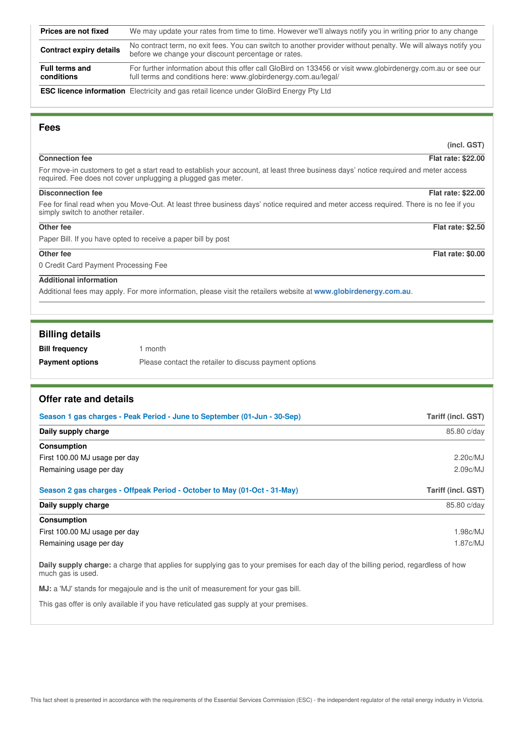| | |
|---|---|
| **Prices are not fixed** | We may update your rates from time to time. However we'll always notify you in writing prior to any change |
| **Contract expiry details** | No contract term, no exit fees. You can switch to another provider without penalty. We will always notify you before we change your discount percentage or rates. |
| **Full terms and conditions** | For further information about this offer call GloBird on 133456 or visit www.globirdenergy.com.au or see our full terms and conditions here: www.globirdenergy.com.au/legal/ |
| **ESC licence information** | Electricity and gas retail licence under GloBird Energy Pty Ltd |

## Fees

**(incl. GST)**

**Connection fee** — **Flat rate: $22.00**

For move-in customers to get a start read to establish your account, at least three business days' notice required and meter access required. Fee does not cover unplugging a plugged gas meter.

**Disconnection fee** — **Flat rate: $22.00**

Fee for final read when you Move-Out. At least three business days' notice required and meter access required. There is no fee if you simply switch to another retailer.

**Other fee** — **Flat rate: $2.50**

Paper Bill. If you have opted to receive a paper bill by post

**Other fee** — **Flat rate: $0.00**

0 Credit Card Payment Processing Fee

**Additional information**

Additional fees may apply. For more information, please visit the retailers website at **www.globirdenergy.com.au**.

## Billing details

| | |
|---|---|
| **Bill frequency** | 1 month |
| **Payment options** | Please contact the retailer to discuss payment options |

## Offer rate and details

| Season 1 gas charges - Peak Period - June to September (01-Jun - 30-Sep) | Tariff (incl. GST) |
|---|---|
| **Daily supply charge** | 85.80 c/day |
| **Consumption** | |
| First 100.00 MJ usage per day | 2.20c/MJ |
| Remaining usage per day | 2.09c/MJ |

| Season 2 gas charges - Offpeak Period - October to May (01-Oct - 31-May) | Tariff (incl. GST) |
|---|---|
| **Daily supply charge** | 85.80 c/day |
| **Consumption** | |
| First 100.00 MJ usage per day | 1.98c/MJ |
| Remaining usage per day | 1.87c/MJ |

**Daily supply charge:** a charge that applies for supplying gas to your premises for each day of the billing period, regardless of how much gas is used.

**MJ:** a 'MJ' stands for megajoule and is the unit of measurement for your gas bill.

This gas offer is only available if you have reticulated gas supply at your premises.

This fact sheet is presented in accordance with the requirements of the Essential Services Commission (ESC) - the independent regulator of the retail energy industry in Victoria.